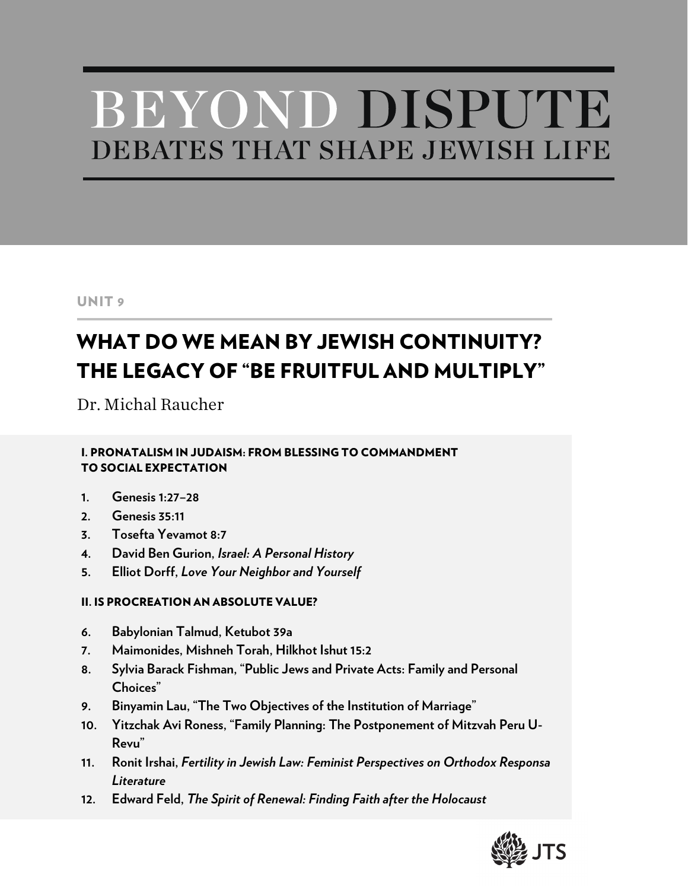# BEYOND DISPUTE

## DEBATES THAT SHAPE JEWISH LIFE

UNIT 9

## WHAT DO WE MEAN BY JEWISH CONTINUITY? THE LEGACY OF "BE FRUITFUL AND MULTIPLY"

Dr. Michal Raucher

**I. PRONATALISM IN JUDAISM: FROM BLESSING TO COMMANDMENT TO SOCIAL EXPECTATION**

1. **Genesis 1:27–28**
2. **Genesis 35:11**
3. **Tosefta Yevamot 8:7**
4. **David Ben Gurion, *Israel: A Personal History***
5. **Elliot Dorff, *Love Your Neighbor and Yourself***

**II. IS PROCREATION AN ABSOLUTE VALUE?**

6. **Babylonian Talmud, Ketubot 39a**
7. **Maimonides, Mishneh Torah, Hilkhot Ishut 15:2**
8. **Sylvia Barack Fishman, "Public Jews and Private Acts: Family and Personal Choices"**
9. **Binyamin Lau, "The Two Objectives of the Institution of Marriage"**
10. **Yitzchak Avi Roness, "Family Planning: The Postponement of Mitzvah Peru U-Revu"**
11. **Ronit Irshai, *Fertility in Jewish Law: Feminist Perspectives on Orthodox Responsa Literature***
12. **Edward Feld, *The Spirit of Renewal: Finding Faith after the Holocaust***

JTS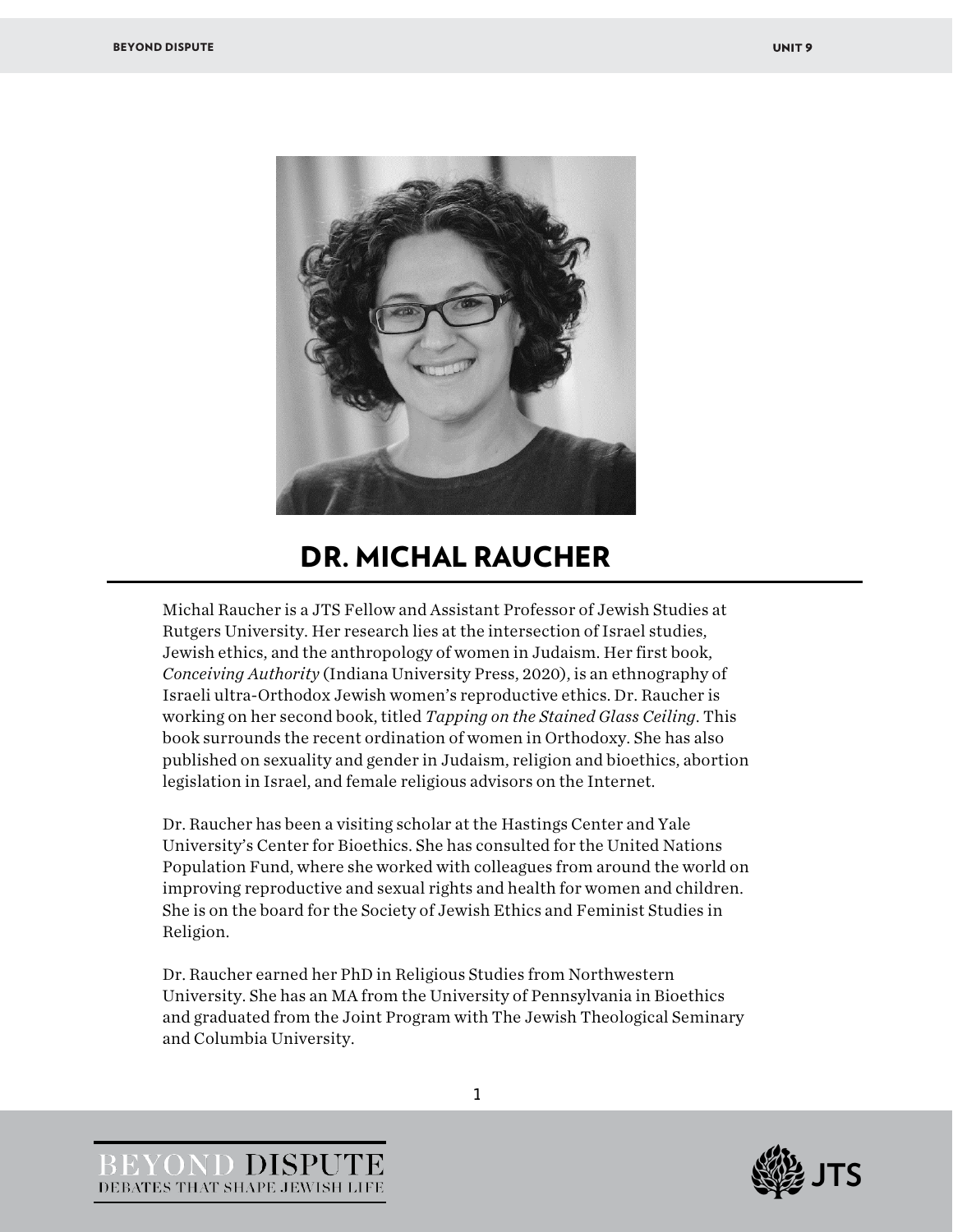# DR. MICHAL RAUCHER

Michal Raucher is a JTS Fellow and Assistant Professor of Jewish Studies at Rutgers University. Her research lies at the intersection of Israel studies, Jewish ethics, and the anthropology of women in Judaism. Her first book, *Conceiving Authority* (Indiana University Press, 2020), is an ethnography of Israeli ultra-Orthodox Jewish women's reproductive ethics. Dr. Raucher is working on her second book, titled *Tapping on the Stained Glass Ceiling*. This book surrounds the recent ordination of women in Orthodoxy. She has also published on sexuality and gender in Judaism, religion and bioethics, abortion legislation in Israel, and female religious advisors on the Internet.

Dr. Raucher has been a visiting scholar at the Hastings Center and Yale University's Center for Bioethics. She has consulted for the United Nations Population Fund, where she worked with colleagues from around the world on improving reproductive and sexual rights and health for women and children. She is on the board for the Society of Jewish Ethics and Feminist Studies in Religion.

Dr. Raucher earned her PhD in Religious Studies from Northwestern University. She has an MA from the University of Pennsylvania in Bioethics and graduated from the Joint Program with The Jewish Theological Seminary and Columbia University.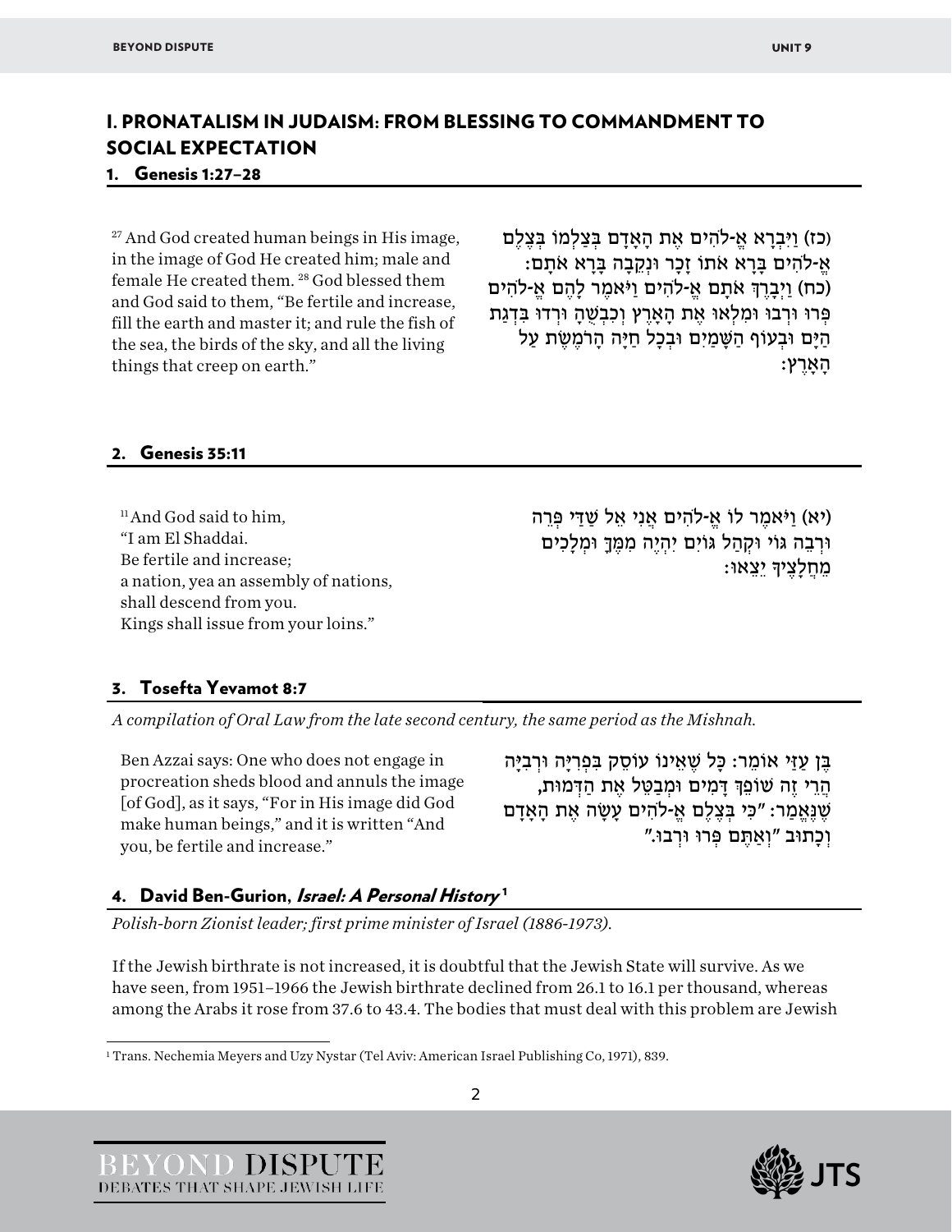## I. PRONATALISM IN JUDAISM: FROM BLESSING TO COMMANDMENT TO SOCIAL EXPECTATION

### 1. Genesis 1:27–28

[27] And God created human beings in His image, in the image of God He created him; male and female He created them. [28] God blessed them and God said to them, "Be fertile and increase, fill the earth and master it; and rule the fish of the sea, the birds of the sky, and all the living things that creep on earth."

(כז) וַיִּבְרָא אֱ-לֹהִים אֶת הָאָדָם בְּצַלְמוֹ בְּצֶלֶם אֱ-לֹהִים בָּרָא אֹתוֹ זָכָר וּנְקֵבָה בָּרָא אֹתָם: (כח) וַיְבָרֶךְ אֹתָם אֱ-לֹהִים וַיֹּאמֶר לָהֶם אֱ-לֹהִים פְּרוּ וּרְבוּ וּמִלְאוּ אֶת הָאָרֶץ וְכִבְשֻׁהָ וּרְדוּ בִּדְגַת הַיָּם וּבְעוֹף הַשָּׁמַיִם וּבְכָל חַיָּה הָרֹמֶשֶׂת עַל הָאָרֶץ:

### 2. Genesis 35:11

[11] And God said to him,
"I am El Shaddai.
Be fertile and increase;
a nation, yea an assembly of nations,
shall descend from you.
Kings shall issue from your loins."

(יא) וַיֹּאמֶר לוֹ אֱ-לֹהִים אֲנִי אֵל שַׁדַּי פְּרֵה וּרְבֵה גּוֹי וּקְהַל גּוֹיִם יִהְיֶה מִמֶּךָּ וּמְלָכִים מֵחֲלָצֶיךָ יֵצֵאוּ:

### 3. Tosefta Yevamot 8:7

*A compilation of Oral Law from the late second century, the same period as the Mishnah.*

Ben Azzai says: One who does not engage in procreation sheds blood and annuls the image [of God], as it says, "For in His image did God make human beings," and it is written "And you, be fertile and increase."

בֶּן עַזַּי אוֹמֵר: כָּל שֶׁאֵינוֹ עוֹסֵק בִּפְרִיָּה וּרְבִיָּה הֲרֵי זֶה שׁוֹפֵךְ דָּמִים וּמְבַטֵּל אֶת הַדְּמוּת, שֶׁנֶּאֱמַר: "כִּי בְּצֶלֶם אֱ-לֹהִים עָשָׂה אֶת הָאָדָם וְכָתוּב "וְאַתֶּם פְּרוּ וּרְבוּ."

### 4. David Ben-Gurion, *Israel: A Personal History*[1]

*Polish-born Zionist leader; first prime minister of Israel (1886-1973).*

If the Jewish birthrate is not increased, it is doubtful that the Jewish State will survive. As we have seen, from 1951–1966 the Jewish birthrate declined from 26.1 to 16.1 per thousand, whereas among the Arabs it rose from 37.6 to 43.4. The bodies that must deal with this problem are Jewish

[1] Trans. Nechemia Meyers and Uzy Nystar (Tel Aviv: American Israel Publishing Co, 1971), 839.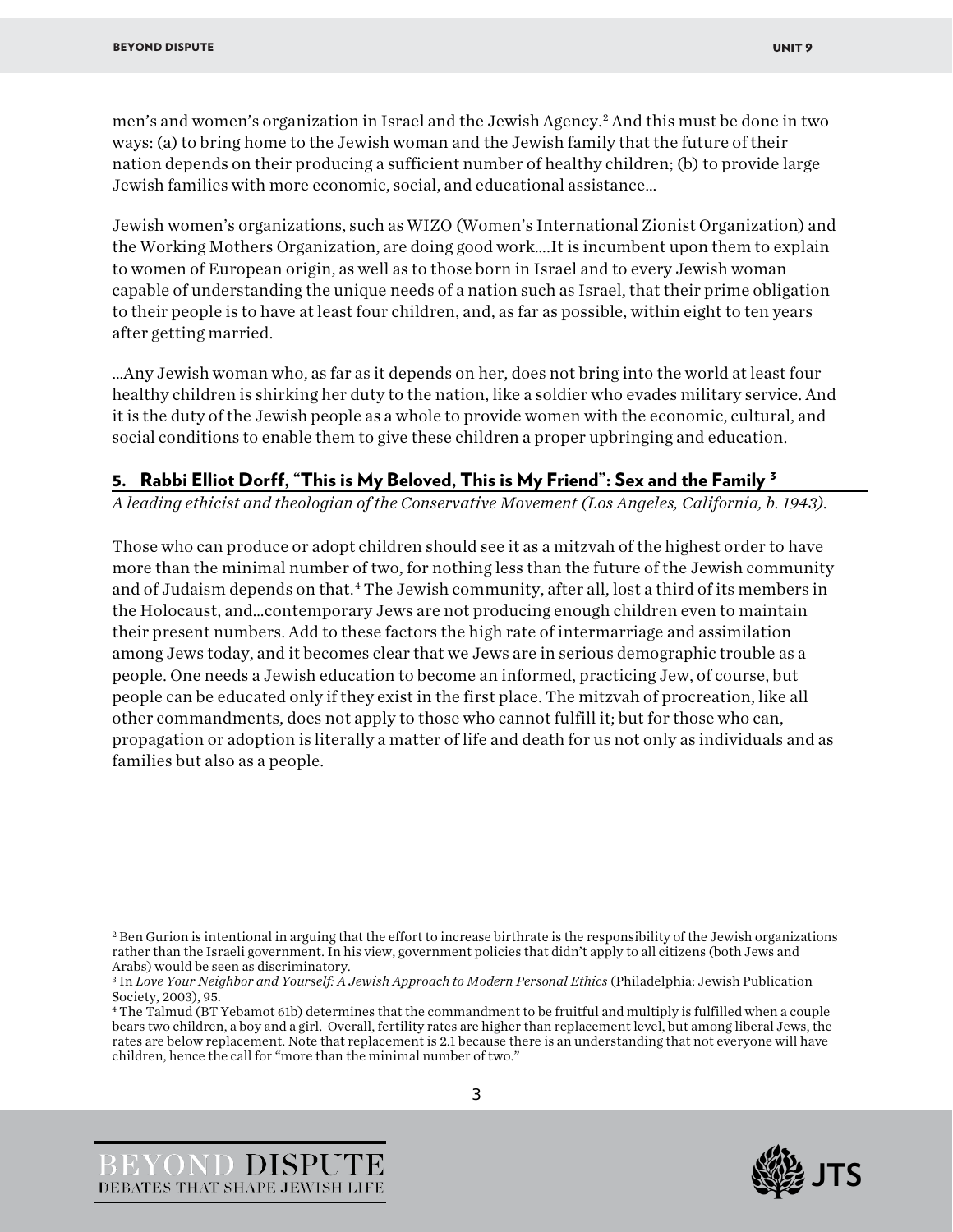men's and women's organization in Israel and the Jewish Agency.[2] And this must be done in two ways: (a) to bring home to the Jewish woman and the Jewish family that the future of their nation depends on their producing a sufficient number of healthy children; (b) to provide large Jewish families with more economic, social, and educational assistance…

Jewish women's organizations, such as WIZO (Women's International Zionist Organization) and the Working Mothers Organization, are doing good work….It is incumbent upon them to explain to women of European origin, as well as to those born in Israel and to every Jewish woman capable of understanding the unique needs of a nation such as Israel, that their prime obligation to their people is to have at least four children, and, as far as possible, within eight to ten years after getting married.

…Any Jewish woman who, as far as it depends on her, does not bring into the world at least four healthy children is shirking her duty to the nation, like a soldier who evades military service. And it is the duty of the Jewish people as a whole to provide women with the economic, cultural, and social conditions to enable them to give these children a proper upbringing and education.

## 5. Rabbi Elliot Dorff, "This is My Beloved, This is My Friend": Sex and the Family [3]

*A leading ethicist and theologian of the Conservative Movement (Los Angeles, California, b. 1943).*

Those who can produce or adopt children should see it as a mitzvah of the highest order to have more than the minimal number of two, for nothing less than the future of the Jewish community and of Judaism depends on that.[4] The Jewish community, after all, lost a third of its members in the Holocaust, and…contemporary Jews are not producing enough children even to maintain their present numbers. Add to these factors the high rate of intermarriage and assimilation among Jews today, and it becomes clear that we Jews are in serious demographic trouble as a people. One needs a Jewish education to become an informed, practicing Jew, of course, but people can be educated only if they exist in the first place. The mitzvah of procreation, like all other commandments, does not apply to those who cannot fulfill it; but for those who can, propagation or adoption is literally a matter of life and death for us not only as individuals and as families but also as a people.

---

[2] Ben Gurion is intentional in arguing that the effort to increase birthrate is the responsibility of the Jewish organizations rather than the Israeli government. In his view, government policies that didn't apply to all citizens (both Jews and Arabs) would be seen as discriminatory.

[3] In *Love Your Neighbor and Yourself: A Jewish Approach to Modern Personal Ethics* (Philadelphia: Jewish Publication Society, 2003), 95.

[4] The Talmud (BT Yebamot 61b) determines that the commandment to be fruitful and multiply is fulfilled when a couple bears two children, a boy and a girl. Overall, fertility rates are higher than replacement level, but among liberal Jews, the rates are below replacement. Note that replacement is 2.1 because there is an understanding that not everyone will have children, hence the call for "more than the minimal number of two."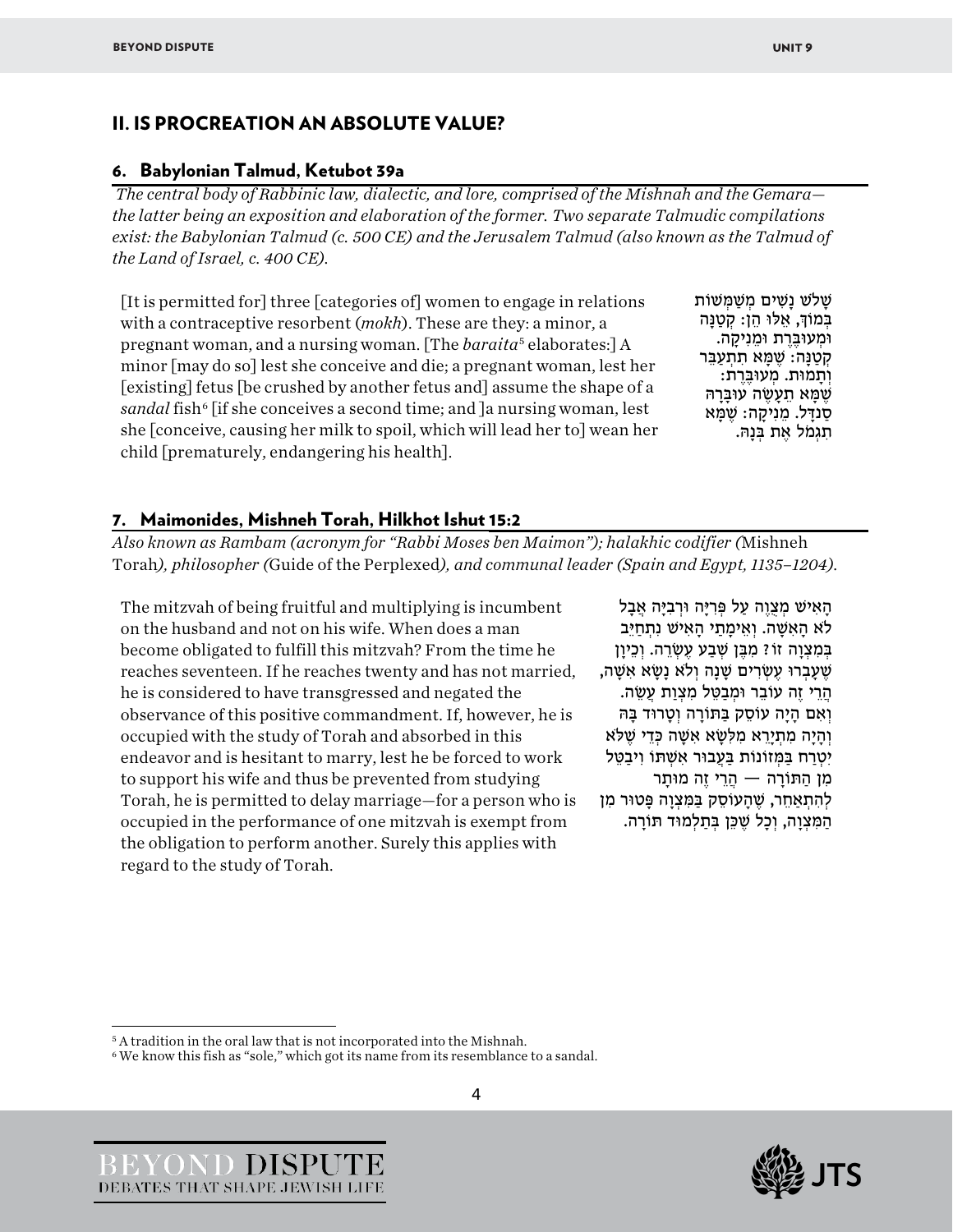## II. IS PROCREATION AN ABSOLUTE VALUE?

### 6. Babylonian Talmud, Ketubot 39a

*The central body of Rabbinic law, dialectic, and lore, comprised of the Mishnah and the Gemara—the latter being an exposition and elaboration of the former. Two separate Talmudic compilations exist: the Babylonian Talmud (c. 500 CE) and the Jerusalem Talmud (also known as the Talmud of the Land of Israel, c. 400 CE).*

[It is permitted for] three [categories of] women to engage in relations with a contraceptive resorbent (*mokh*). These are they: a minor, a pregnant woman, and a nursing woman. [The *baraita*[5] elaborates:] A minor [may do so] lest she conceive and die; a pregnant woman, lest her [existing] fetus [be crushed by another fetus and] assume the shape of a *sandal* fish[6] [if she conceives a second time; and ]a nursing woman, lest she [conceive, causing her milk to spoil, which will lead her to] wean her child [prematurely, endangering his health].

שָׁלֹשׁ נָשִׁים מְשַׁמְּשׁוֹת בְּמוֹךְ, אֵלּוּ הֵן: קְטַנָּה וּמְעוּבֶּרֶת וּמֵנִיקָה. קְטַנָּה: שֶׁמָּא תִתְעַבֵּר וְתָמוּת. מְעוּבֶּרֶת: שֶׁמָּא תַּעֲשֶׂה עוּבָּרָהּ סַנְדָּל. מֵנִיקָה: שֶׁמָּא תִּגְמֹל אֶת בְּנָהּ.

### 7. Maimonides, Mishneh Torah, Hilkhot Ishut 15:2

*Also known as Rambam (acronym for "Rabbi Moses ben Maimon"); halakhic codifier (*Mishneh Torah*), philosopher (*Guide of the Perplexed*), and communal leader (Spain and Egypt, 1135–1204).*

The mitzvah of being fruitful and multiplying is incumbent on the husband and not on his wife. When does a man become obligated to fulfill this mitzvah? From the time he reaches seventeen. If he reaches twenty and has not married, he is considered to have transgressed and negated the observance of this positive commandment. If, however, he is occupied with the study of Torah and absorbed in this endeavor and is hesitant to marry, lest he be forced to work to support his wife and thus be prevented from studying Torah, he is permitted to delay marriage—for a person who is occupied in the performance of one mitzvah is exempt from the obligation to perform another. Surely this applies with regard to the study of Torah.

הָאִישׁ מְצֻוֶּה עַל פְּרִיָּה וּרְבִיָּה אֲבָל לֹא הָאִשָּׁה. וְאֵימָתַי הָאִישׁ נִתְחַיֵּב בְּמִצְוָה זוֹ? מִבֶּן שְׁבַע עֶשְׂרֵה. וְכֵיוָן שֶׁעָבְרוּ עֶשְׂרִים שָׁנָה וְלֹא נָשָׂא אִשָּׁה, הֲרֵי זֶה עוֹבֵר וּמְבַטֵּל מִצְוַת עֲשֵׂה. וְאִם הָיָה עוֹסֵק בַּתּוֹרָה וְטָרוּד בָּהּ וְהָיָה מִתְיָרֵא מִלִּשָּׂא אִשָּׁה כְּדֵי שֶׁלֹּא יִטְרַח בִּמְזוֹנוֹת בַּעֲבוּר אִשְׁתּוֹ וְיִבָּטֵל מִן הַתּוֹרָה — הֲרֵי זֶה מוּתָּר לְהִתְאַחֵר, שֶׁהָעוֹסֵק בְּמִצְוָה פָּטוּר מִן הַמִּצְוָה, וְכָל שֶׁכֵּן בְּתַלְמוּד תּוֹרָה.

---

[5] A tradition in the oral law that is not incorporated into the Mishnah.

[6] We know this fish as "sole," which got its name from its resemblance to a sandal.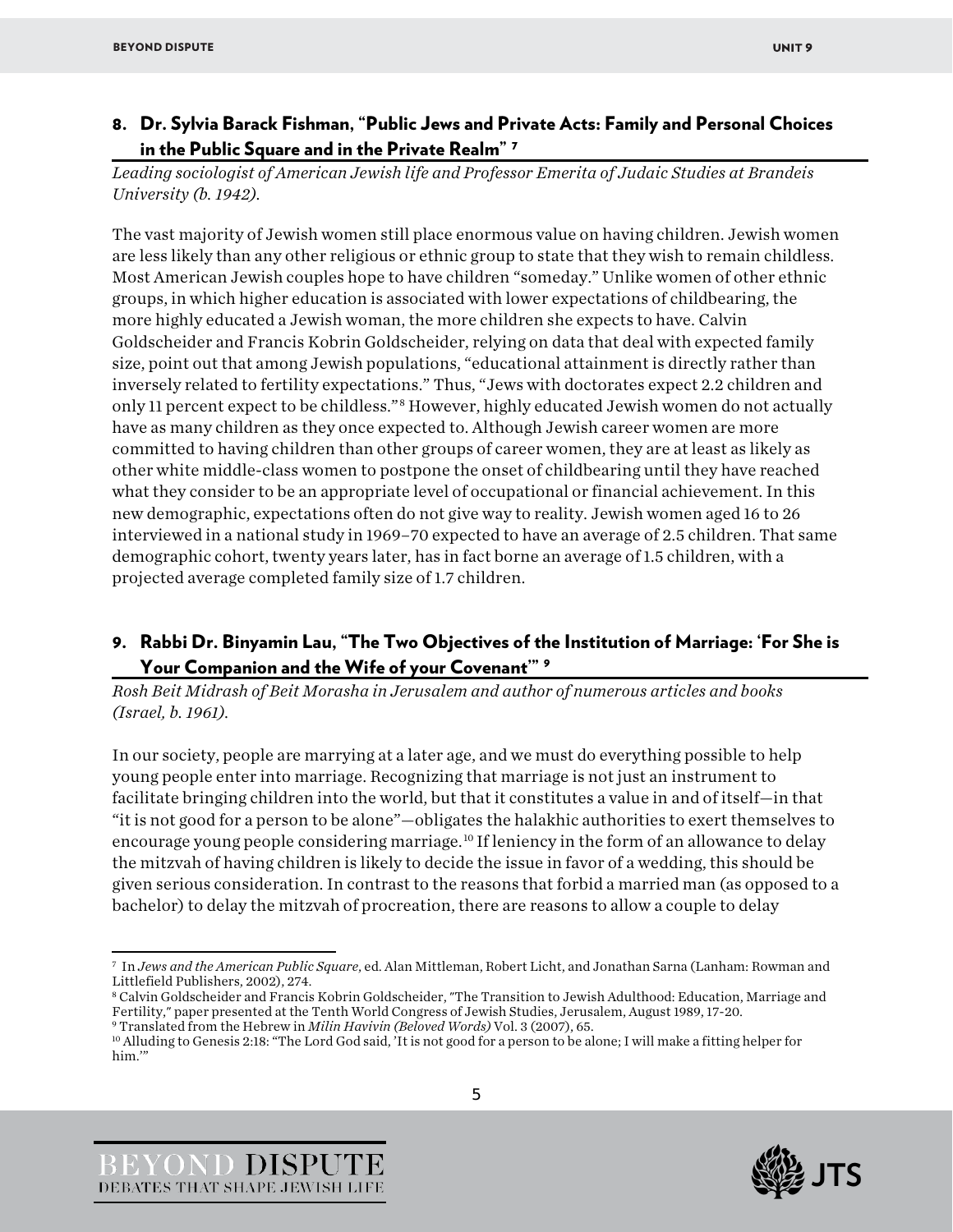## 8. Dr. Sylvia Barack Fishman, "Public Jews and Private Acts: Family and Personal Choices in the Public Square and in the Private Realm" [7]

*Leading sociologist of American Jewish life and Professor Emerita of Judaic Studies at Brandeis University (b. 1942).*

The vast majority of Jewish women still place enormous value on having children. Jewish women are less likely than any other religious or ethnic group to state that they wish to remain childless. Most American Jewish couples hope to have children "someday." Unlike women of other ethnic groups, in which higher education is associated with lower expectations of childbearing, the more highly educated a Jewish woman, the more children she expects to have. Calvin Goldscheider and Francis Kobrin Goldscheider, relying on data that deal with expected family size, point out that among Jewish populations, "educational attainment is directly rather than inversely related to fertility expectations." Thus, "Jews with doctorates expect 2.2 children and only 11 percent expect to be childless."[8] However, highly educated Jewish women do not actually have as many children as they once expected to. Although Jewish career women are more committed to having children than other groups of career women, they are at least as likely as other white middle-class women to postpone the onset of childbearing until they have reached what they consider to be an appropriate level of occupational or financial achievement. In this new demographic, expectations often do not give way to reality. Jewish women aged 16 to 26 interviewed in a national study in 1969–70 expected to have an average of 2.5 children. That same demographic cohort, twenty years later, has in fact borne an average of 1.5 children, with a projected average completed family size of 1.7 children.

## 9. Rabbi Dr. Binyamin Lau, "The Two Objectives of the Institution of Marriage: 'For She is Your Companion and the Wife of your Covenant'" [9]

*Rosh Beit Midrash of Beit Morasha in Jerusalem and author of numerous articles and books (Israel, b. 1961).*

In our society, people are marrying at a later age, and we must do everything possible to help young people enter into marriage. Recognizing that marriage is not just an instrument to facilitate bringing children into the world, but that it constitutes a value in and of itself—in that "it is not good for a person to be alone"—obligates the halakhic authorities to exert themselves to encourage young people considering marriage.[10] If leniency in the form of an allowance to delay the mitzvah of having children is likely to decide the issue in favor of a wedding, this should be given serious consideration. In contrast to the reasons that forbid a married man (as opposed to a bachelor) to delay the mitzvah of procreation, there are reasons to allow a couple to delay

---

[7] In *Jews and the American Public Square*, ed. Alan Mittleman, Robert Licht, and Jonathan Sarna (Lanham: Rowman and Littlefield Publishers, 2002), 274.

[8] Calvin Goldscheider and Francis Kobrin Goldscheider, "The Transition to Jewish Adulthood: Education, Marriage and Fertility," paper presented at the Tenth World Congress of Jewish Studies, Jerusalem, August 1989, 17-20.

[9] Translated from the Hebrew in *Milin Havivin (Beloved Words)* Vol. 3 (2007), 65.

[10] Alluding to Genesis 2:18: "The Lord God said, 'It is not good for a person to be alone; I will make a fitting helper for him.'"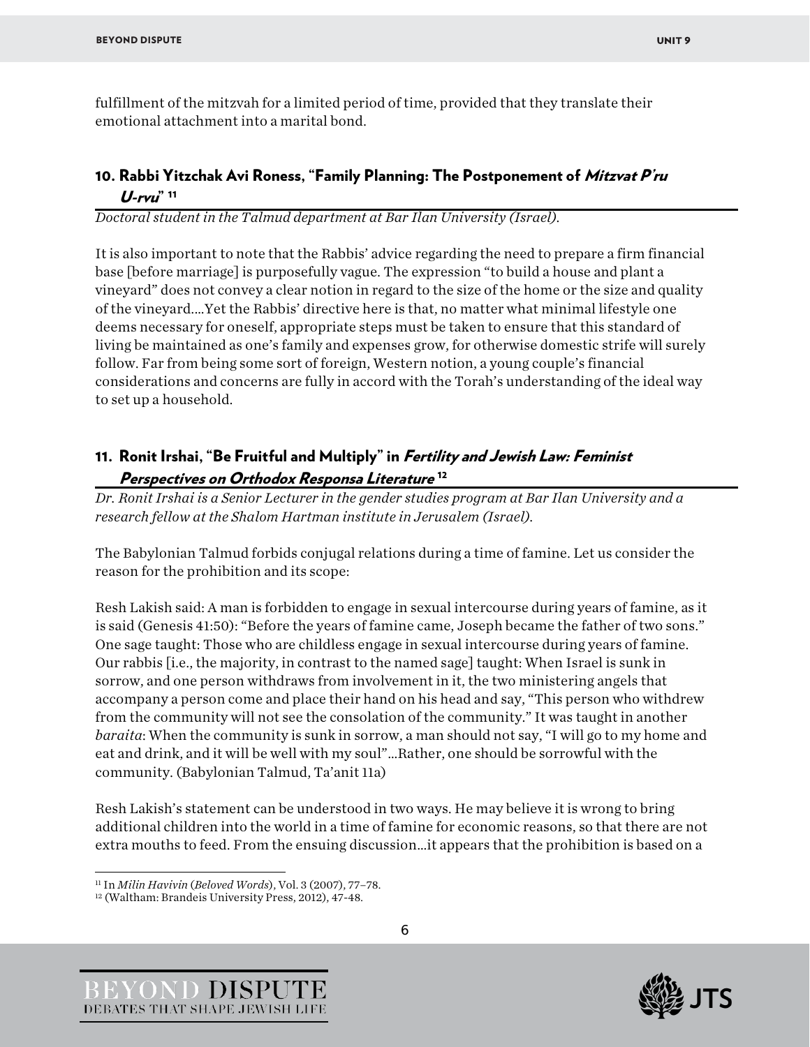fulfillment of the mitzvah for a limited period of time, provided that they translate their emotional attachment into a marital bond.

## 10. Rabbi Yitzchak Avi Roness, "Family Planning: The Postponement of *Mitzvat P'ru U-rvu*" [11]

*Doctoral student in the Talmud department at Bar Ilan University (Israel).*

It is also important to note that the Rabbis' advice regarding the need to prepare a firm financial base [before marriage] is purposefully vague. The expression "to build a house and plant a vineyard" does not convey a clear notion in regard to the size of the home or the size and quality of the vineyard.…Yet the Rabbis' directive here is that, no matter what minimal lifestyle one deems necessary for oneself, appropriate steps must be taken to ensure that this standard of living be maintained as one's family and expenses grow, for otherwise domestic strife will surely follow. Far from being some sort of foreign, Western notion, a young couple's financial considerations and concerns are fully in accord with the Torah's understanding of the ideal way to set up a household.

## 11. Ronit Irshai, "Be Fruitful and Multiply" in *Fertility and Jewish Law: Feminist Perspectives on Orthodox Responsa Literature* [12]

*Dr. Ronit Irshai is a Senior Lecturer in the gender studies program at Bar Ilan University and a research fellow at the Shalom Hartman institute in Jerusalem (Israel).*

The Babylonian Talmud forbids conjugal relations during a time of famine. Let us consider the reason for the prohibition and its scope:

Resh Lakish said: A man is forbidden to engage in sexual intercourse during years of famine, as it is said (Genesis 41:50): "Before the years of famine came, Joseph became the father of two sons." One sage taught: Those who are childless engage in sexual intercourse during years of famine. Our rabbis [i.e., the majority, in contrast to the named sage] taught: When Israel is sunk in sorrow, and one person withdraws from involvement in it, the two ministering angels that accompany a person come and place their hand on his head and say, "This person who withdrew from the community will not see the consolation of the community." It was taught in another *baraita*: When the community is sunk in sorrow, a man should not say, "I will go to my home and eat and drink, and it will be well with my soul"…Rather, one should be sorrowful with the community. (Babylonian Talmud, Ta'anit 11a)

Resh Lakish's statement can be understood in two ways. He may believe it is wrong to bring additional children into the world in a time of famine for economic reasons, so that there are not extra mouths to feed. From the ensuing discussion…it appears that the prohibition is based on a

---

[11] In *Milin Havivin* (*Beloved Words*), Vol. 3 (2007), 77–78.

[12] (Waltham: Brandeis University Press, 2012), 47-48.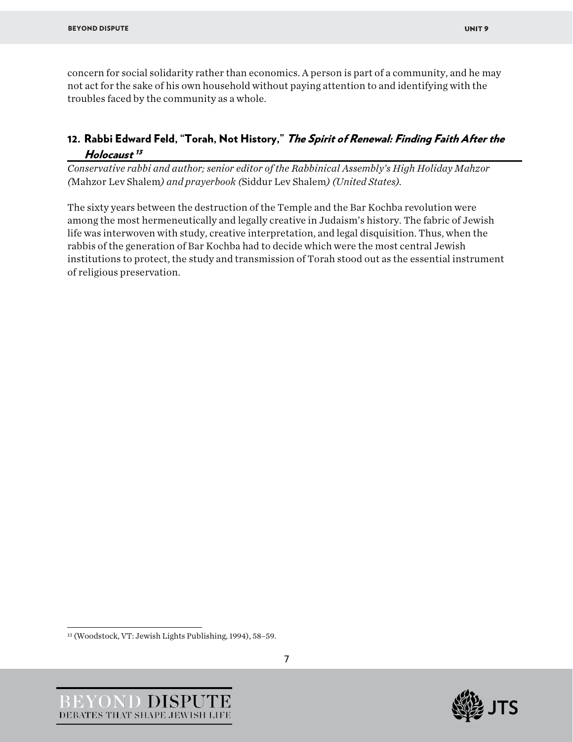concern for social solidarity rather than economics. A person is part of a community, and he may not act for the sake of his own household without paying attention to and identifying with the troubles faced by the community as a whole.

## 12. Rabbi Edward Feld, "Torah, Not History," *The Spirit of Renewal: Finding Faith After the Holocaust*[13]

*Conservative rabbi and author; senior editor of the Rabbinical Assembly's High Holiday Mahzor (*Mahzor Lev Shalem*) and prayerbook (*Siddur Lev Shalem*) (United States).*

The sixty years between the destruction of the Temple and the Bar Kochba revolution were among the most hermeneutically and legally creative in Judaism's history. The fabric of Jewish life was interwoven with study, creative interpretation, and legal disquisition. Thus, when the rabbis of the generation of Bar Kochba had to decide which were the most central Jewish institutions to protect, the study and transmission of Torah stood out as the essential instrument of religious preservation.

---

[13] (Woodstock, VT: Jewish Lights Publishing, 1994), 58–59.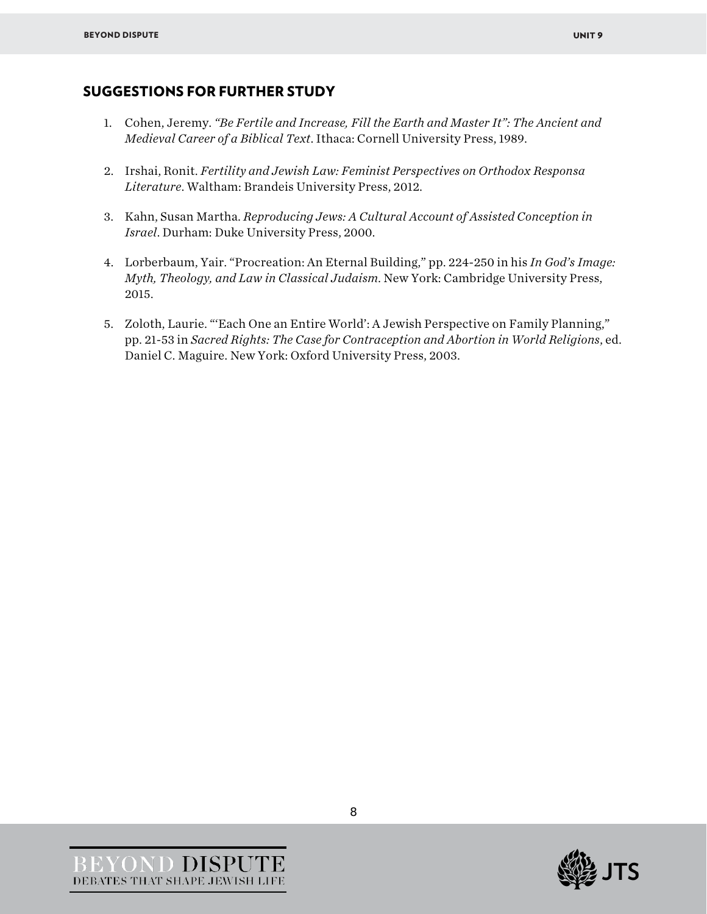## SUGGESTIONS FOR FURTHER STUDY

1. Cohen, Jeremy. *"Be Fertile and Increase, Fill the Earth and Master It": The Ancient and Medieval Career of a Biblical Text*. Ithaca: Cornell University Press, 1989.

2. Irshai, Ronit. *Fertility and Jewish Law: Feminist Perspectives on Orthodox Responsa Literature*. Waltham: Brandeis University Press, 2012.

3. Kahn, Susan Martha. *Reproducing Jews: A Cultural Account of Assisted Conception in Israel*. Durham: Duke University Press, 2000.

4. Lorberbaum, Yair. "Procreation: An Eternal Building," pp. 224-250 in his *In God's Image: Myth, Theology, and Law in Classical Judaism*. New York: Cambridge University Press, 2015.

5. Zoloth, Laurie. "'Each One an Entire World': A Jewish Perspective on Family Planning," pp. 21-53 in *Sacred Rights: The Case for Contraception and Abortion in World Religions*, ed. Daniel C. Maguire. New York: Oxford University Press, 2003.